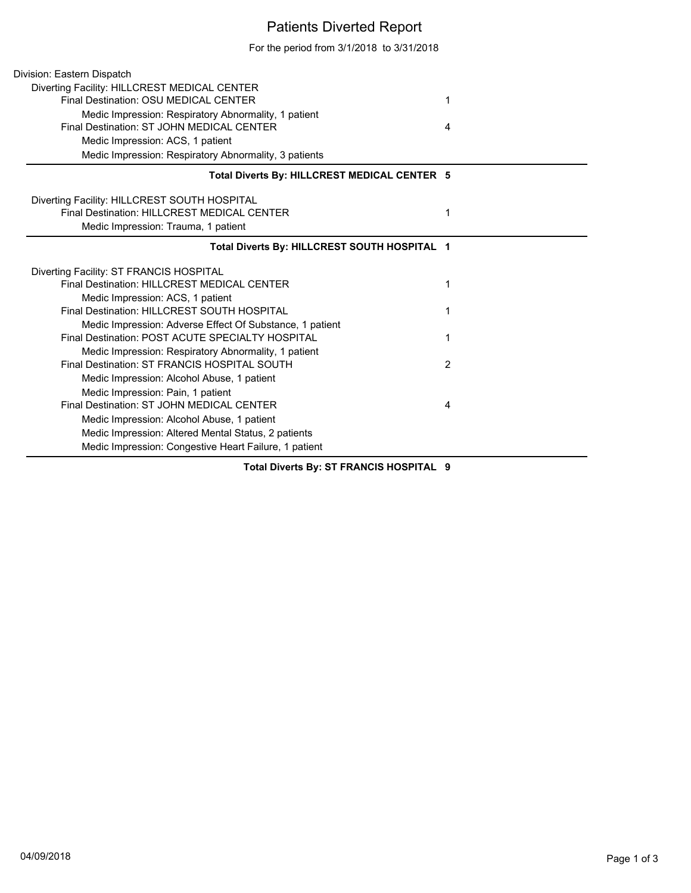# Patients Diverted Report

For the period from 3/1/2018 to 3/31/2018

Division: Eastern Dispatch

Diverting Facility: HILLCREST MEDICAL CENTER

| | |
|---|---|
| Final Destination: OSU MEDICAL CENTER | 1 |
| Medic Impression: Respiratory Abnormality, 1 patient | |
| Final Destination: ST JOHN MEDICAL CENTER | 4 |
| Medic Impression: ACS, 1 patient | |
| Medic Impression: Respiratory Abnormality, 3 patients | |
| **Total Diverts By: HILLCREST MEDICAL CENTER** | **5** |

Diverting Facility: HILLCREST SOUTH HOSPITAL

| | |
|---|---|
| Final Destination: HILLCREST MEDICAL CENTER | 1 |
| Medic Impression: Trauma, 1 patient | |
| **Total Diverts By: HILLCREST SOUTH HOSPITAL** | **1** |

Diverting Facility: ST FRANCIS HOSPITAL

| | |
|---|---|
| Final Destination: HILLCREST MEDICAL CENTER | 1 |
| Medic Impression: ACS, 1 patient | |
| Final Destination: HILLCREST SOUTH HOSPITAL | 1 |
| Medic Impression: Adverse Effect Of Substance, 1 patient | |
| Final Destination: POST ACUTE SPECIALTY HOSPITAL | 1 |
| Medic Impression: Respiratory Abnormality, 1 patient | |
| Final Destination: ST FRANCIS HOSPITAL SOUTH | 2 |
| Medic Impression: Alcohol Abuse, 1 patient | |
| Medic Impression: Pain, 1 patient | |
| Final Destination: ST JOHN MEDICAL CENTER | 4 |
| Medic Impression: Alcohol Abuse, 1 patient | |
| Medic Impression: Altered Mental Status, 2 patients | |
| Medic Impression: Congestive Heart Failure, 1 patient | |
| **Total Diverts By: ST FRANCIS HOSPITAL** | **9** |

04/09/2018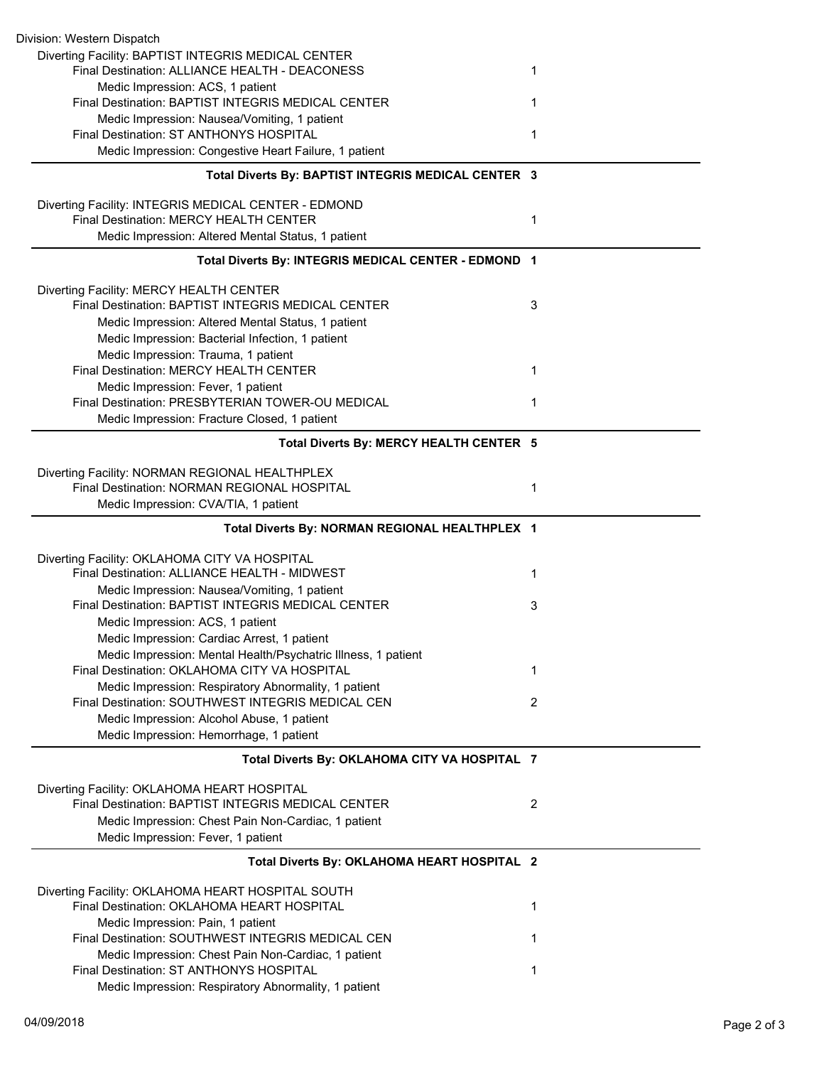Division: Western Dispatch

Diverting Facility: BAPTIST INTEGRIS MEDICAL CENTER

| | |
|---|---|
| Final Destination: ALLIANCE HEALTH - DEACONESS | 1 |
| Medic Impression: ACS, 1 patient | |
| Final Destination: BAPTIST INTEGRIS MEDICAL CENTER | 1 |
| Medic Impression: Nausea/Vomiting, 1 patient | |
| Final Destination: ST ANTHONYS HOSPITAL | 1 |
| Medic Impression: Congestive Heart Failure, 1 patient | |
| **Total Diverts By: BAPTIST INTEGRIS MEDICAL CENTER** | **3** |

Diverting Facility: INTEGRIS MEDICAL CENTER - EDMOND

| | |
|---|---|
| Final Destination: MERCY HEALTH CENTER | 1 |
| Medic Impression: Altered Mental Status, 1 patient | |
| **Total Diverts By: INTEGRIS MEDICAL CENTER - EDMOND** | **1** |

Diverting Facility: MERCY HEALTH CENTER

| | |
|---|---|
| Final Destination: BAPTIST INTEGRIS MEDICAL CENTER | 3 |
| Medic Impression: Altered Mental Status, 1 patient | |
| Medic Impression: Bacterial Infection, 1 patient | |
| Medic Impression: Trauma, 1 patient | |
| Final Destination: MERCY HEALTH CENTER | 1 |
| Medic Impression: Fever, 1 patient | |
| Final Destination: PRESBYTERIAN TOWER-OU MEDICAL | 1 |
| Medic Impression: Fracture Closed, 1 patient | |
| **Total Diverts By: MERCY HEALTH CENTER** | **5** |

Diverting Facility: NORMAN REGIONAL HEALTHPLEX

| | |
|---|---|
| Final Destination: NORMAN REGIONAL HOSPITAL | 1 |
| Medic Impression: CVA/TIA, 1 patient | |
| **Total Diverts By: NORMAN REGIONAL HEALTHPLEX** | **1** |

Diverting Facility: OKLAHOMA CITY VA HOSPITAL

| | |
|---|---|
| Final Destination: ALLIANCE HEALTH - MIDWEST | 1 |
| Medic Impression: Nausea/Vomiting, 1 patient | |
| Final Destination: BAPTIST INTEGRIS MEDICAL CENTER | 3 |
| Medic Impression: ACS, 1 patient | |
| Medic Impression: Cardiac Arrest, 1 patient | |
| Medic Impression: Mental Health/Psychatric Illness, 1 patient | |
| Final Destination: OKLAHOMA CITY VA HOSPITAL | 1 |
| Medic Impression: Respiratory Abnormality, 1 patient | |
| Final Destination: SOUTHWEST INTEGRIS MEDICAL CEN | 2 |
| Medic Impression: Alcohol Abuse, 1 patient | |
| Medic Impression: Hemorrhage, 1 patient | |
| **Total Diverts By: OKLAHOMA CITY VA HOSPITAL** | **7** |

Diverting Facility: OKLAHOMA HEART HOSPITAL

| | |
|---|---|
| Final Destination: BAPTIST INTEGRIS MEDICAL CENTER | 2 |
| Medic Impression: Chest Pain Non-Cardiac, 1 patient | |
| Medic Impression: Fever, 1 patient | |
| **Total Diverts By: OKLAHOMA HEART HOSPITAL** | **2** |

Diverting Facility: OKLAHOMA HEART HOSPITAL SOUTH

| | |
|---|---|
| Final Destination: OKLAHOMA HEART HOSPITAL | 1 |
| Medic Impression: Pain, 1 patient | |
| Final Destination: SOUTHWEST INTEGRIS MEDICAL CEN | 1 |
| Medic Impression: Chest Pain Non-Cardiac, 1 patient | |
| Final Destination: ST ANTHONYS HOSPITAL | 1 |
| Medic Impression: Respiratory Abnormality, 1 patient | |

04/09/2018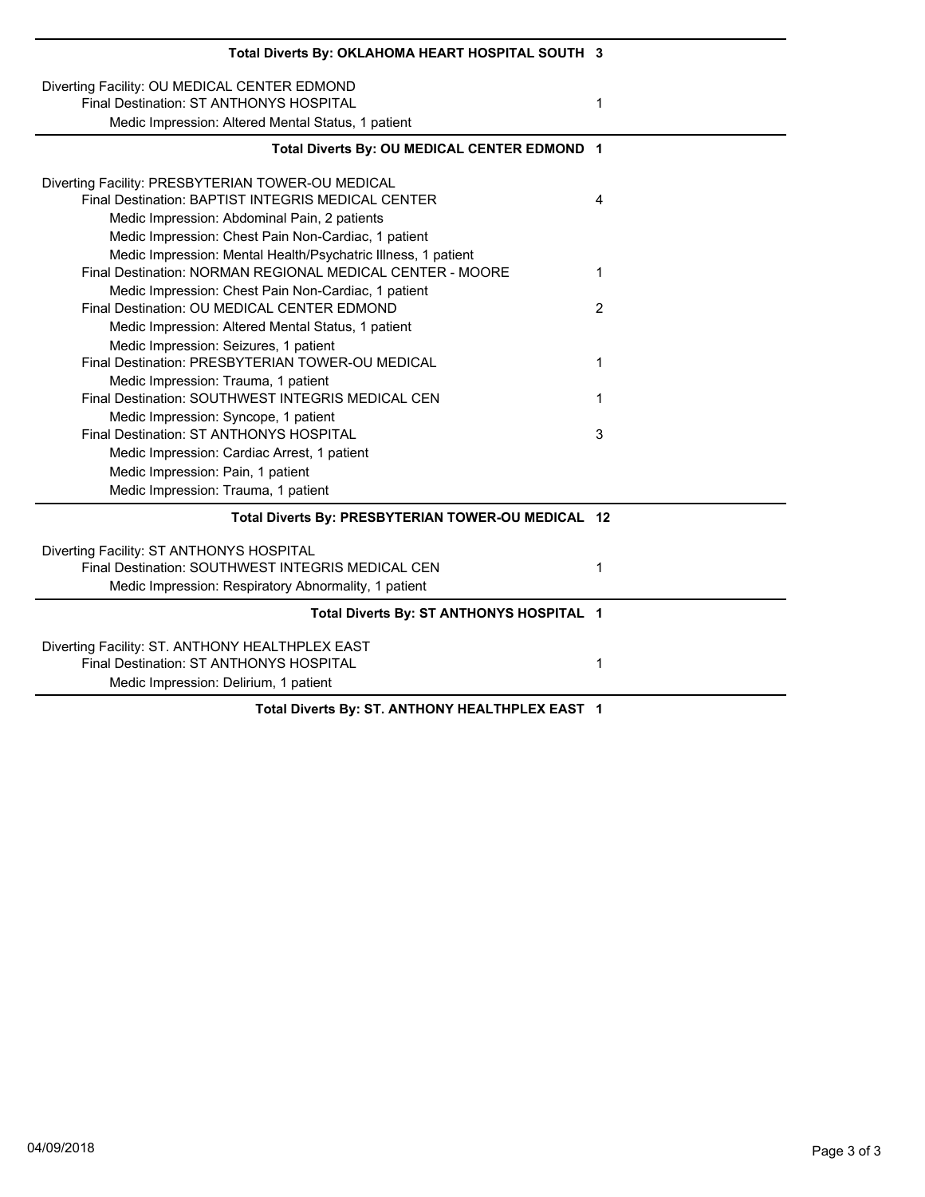**Total Diverts By: OKLAHOMA HEART HOSPITAL SOUTH 3**

Diverting Facility: OU MEDICAL CENTER EDMOND

- Final Destination: ST ANTHONYS HOSPITAL — 1
  - Medic Impression: Altered Mental Status, 1 patient

**Total Diverts By: OU MEDICAL CENTER EDMOND 1**

Diverting Facility: PRESBYTERIAN TOWER-OU MEDICAL

- Final Destination: BAPTIST INTEGRIS MEDICAL CENTER — 4
  - Medic Impression: Abdominal Pain, 2 patients
  - Medic Impression: Chest Pain Non-Cardiac, 1 patient
  - Medic Impression: Mental Health/Psychatric Illness, 1 patient
- Final Destination: NORMAN REGIONAL MEDICAL CENTER - MOORE — 1
  - Medic Impression: Chest Pain Non-Cardiac, 1 patient
- Final Destination: OU MEDICAL CENTER EDMOND — 2
  - Medic Impression: Altered Mental Status, 1 patient
  - Medic Impression: Seizures, 1 patient
- Final Destination: PRESBYTERIAN TOWER-OU MEDICAL — 1
  - Medic Impression: Trauma, 1 patient
- Final Destination: SOUTHWEST INTEGRIS MEDICAL CEN — 1
  - Medic Impression: Syncope, 1 patient
- Final Destination: ST ANTHONYS HOSPITAL — 3
  - Medic Impression: Cardiac Arrest, 1 patient
  - Medic Impression: Pain, 1 patient
  - Medic Impression: Trauma, 1 patient

**Total Diverts By: PRESBYTERIAN TOWER-OU MEDICAL 12**

Diverting Facility: ST ANTHONYS HOSPITAL

- Final Destination: SOUTHWEST INTEGRIS MEDICAL CEN — 1
  - Medic Impression: Respiratory Abnormality, 1 patient

**Total Diverts By: ST ANTHONYS HOSPITAL 1**

Diverting Facility: ST. ANTHONY HEALTHPLEX EAST

- Final Destination: ST ANTHONYS HOSPITAL — 1
  - Medic Impression: Delirium, 1 patient

**Total Diverts By: ST. ANTHONY HEALTHPLEX EAST 1**

04/09/2018